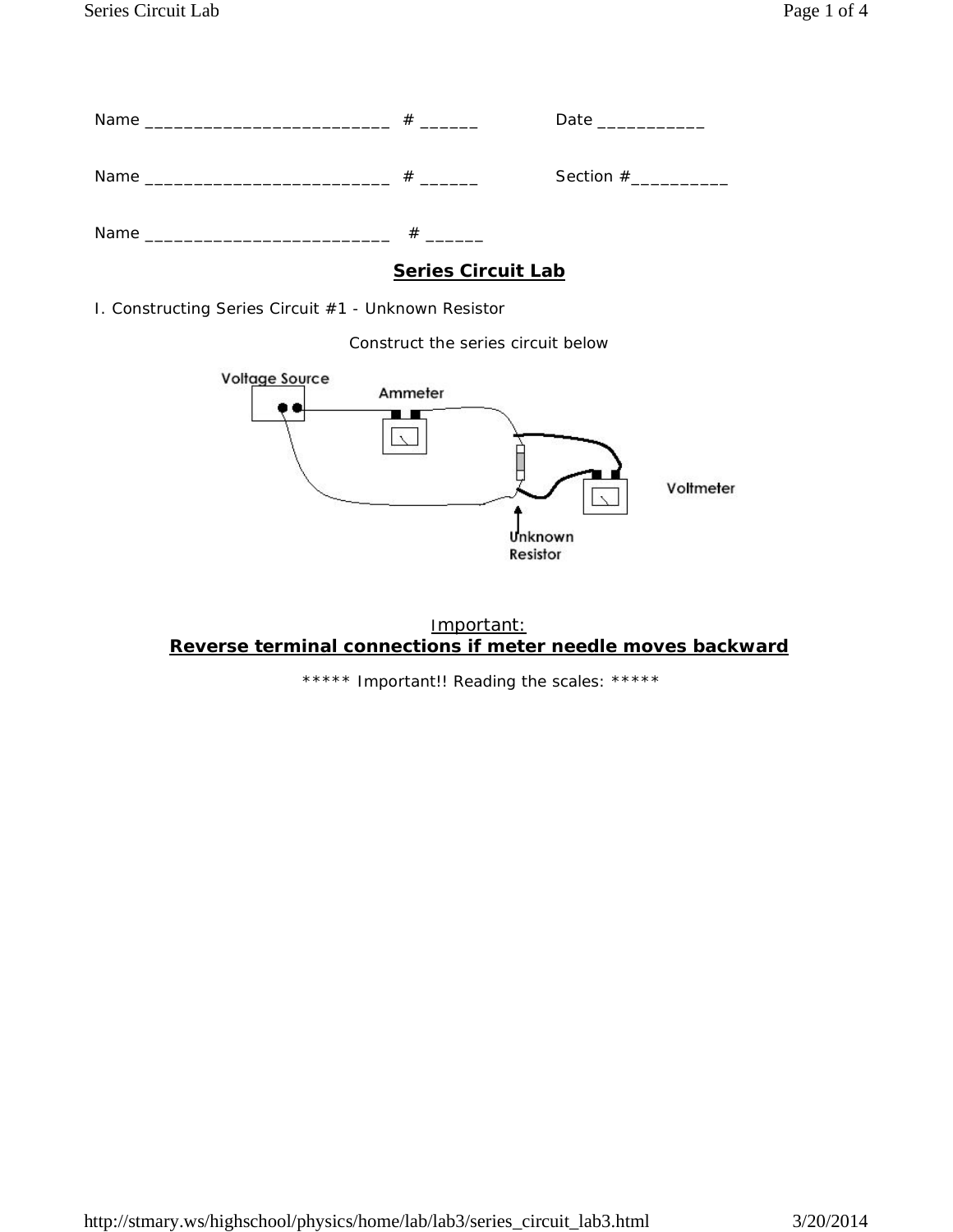Name _________________________ # ______ Date ___________

Name _________________________ # ______ Section #__________

Name _________________________ # ______

## Series Circuit Lab

I. Constructing Series Circuit #1 - Unknown Resistor

Construct the series circuit below

Voltage Source

Ammeter

Voltmeter

Unknown Resistor

Important:

**Reverse terminal connections if meter needle moves backward**

***** Important!! Reading the scales: *****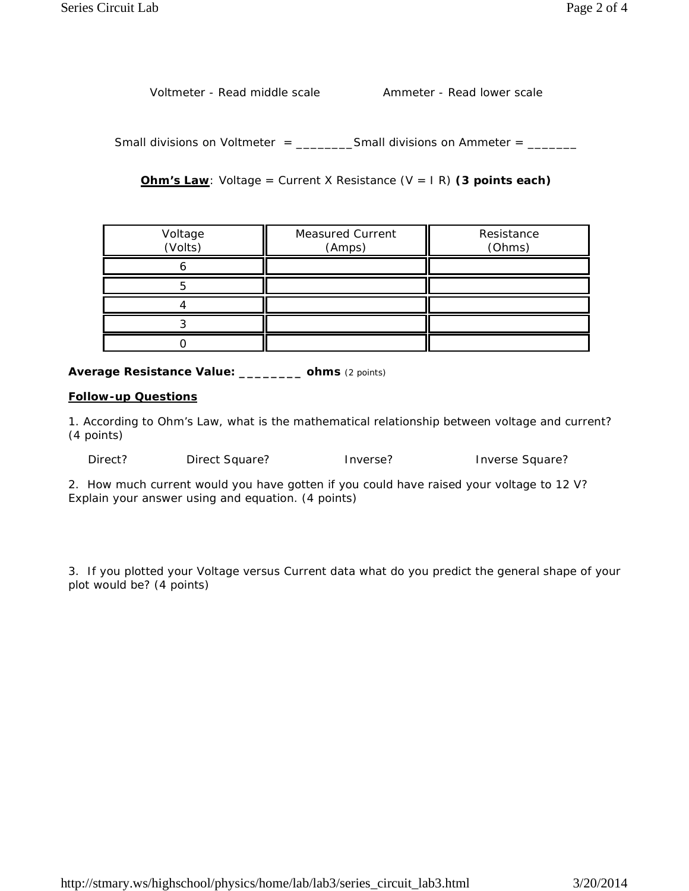Voltmeter - Read middle scale          Ammeter - Read lower scale

Small divisions on Voltmeter = ________ Small divisions on Ammeter = _______

**<u>Ohm's Law</u>**: Voltage = Current X Resistance (V = I R) **(3 points each)**

| Voltage (Volts) | Measured Current (Amps) | Resistance (Ohms) |
|---|---|---|
| 6 | | |
| 5 | | |
| 4 | | |
| 3 | | |
| 0 | | |

**Average Resistance Value: ________ ohms** (2 points)

**<u>Follow-up Questions</u>**

1. According to Ohm's Law, what is the mathematical relationship between voltage and current? (4 points)

   Direct?     Direct Square?     Inverse?     Inverse Square?

2. How much current would you have gotten if you could have raised your voltage to 12 V? Explain your answer using and equation. (4 points)

3. If you plotted your Voltage versus Current data what do you predict the general shape of your plot would be? (4 points)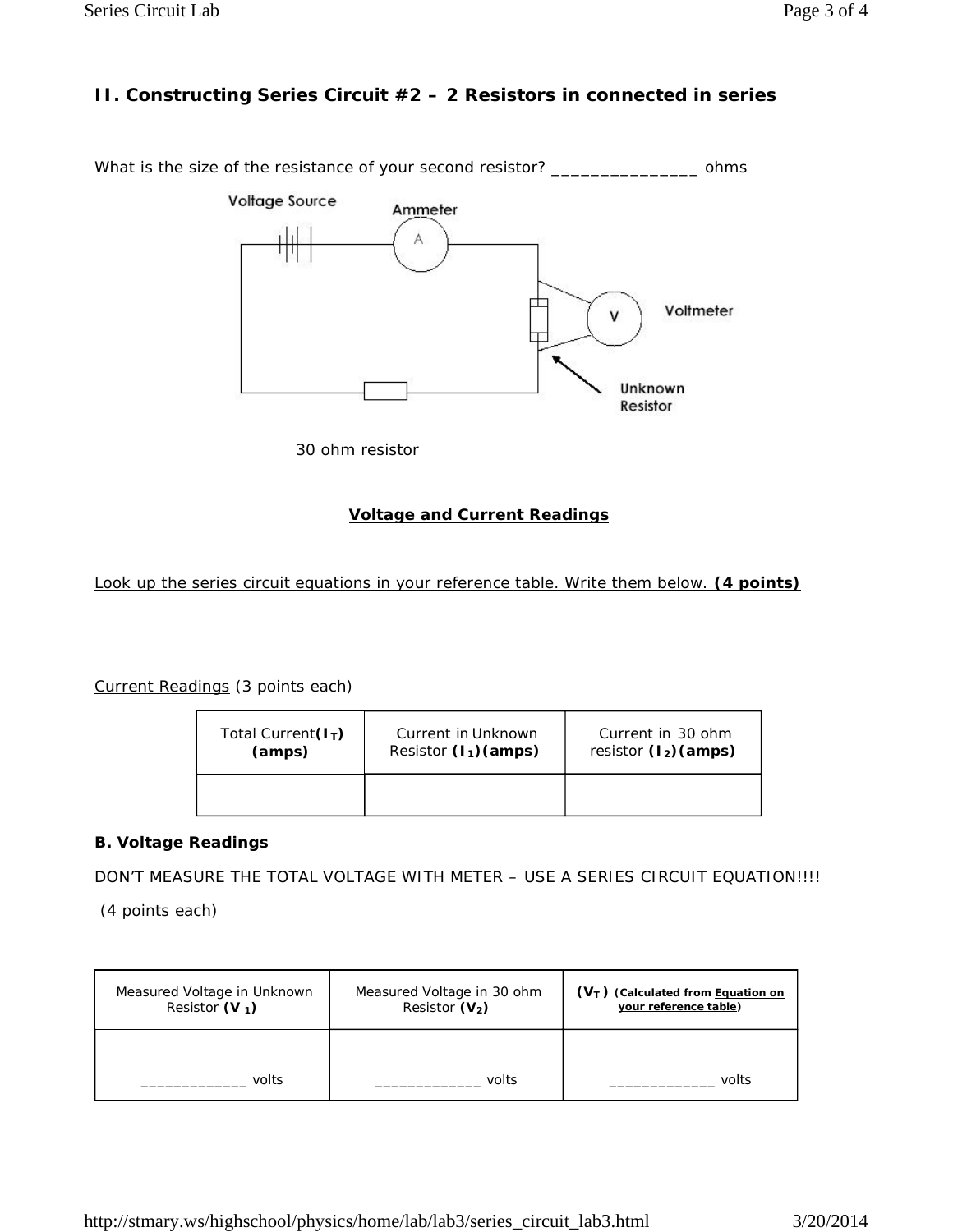## II. Constructing Series Circuit #2 – 2 Resistors in connected in series

What is the size of the resistance of your second resistor? _______________ ohms

Voltage Source

Ammeter

Voltmeter

Unknown Resistor

30 ohm resistor

**Voltage and Current Readings**

Look up the series circuit equations in your reference table. Write them below. **(4 points)**

Current Readings (3 points each)

| Total Current**($I_T$) (amps)** | Current in Unknown Resistor **($I_1$)(amps)** | Current in 30 ohm resistor **($I_2$)(amps)** |
|---|---|---|
| | | |

**B. Voltage Readings**

DON'T MEASURE THE TOTAL VOLTAGE WITH METER – USE A SERIES CIRCUIT EQUATION!!!!

(4 points each)

| Measured Voltage in Unknown Resistor **($V_1$)** | Measured Voltage in 30 ohm Resistor **($V_2$)** | **($V_T$) (Calculated from Equation on your reference table)** |
|---|---|---|
| _____________ volts | _____________ volts | _____________ volts |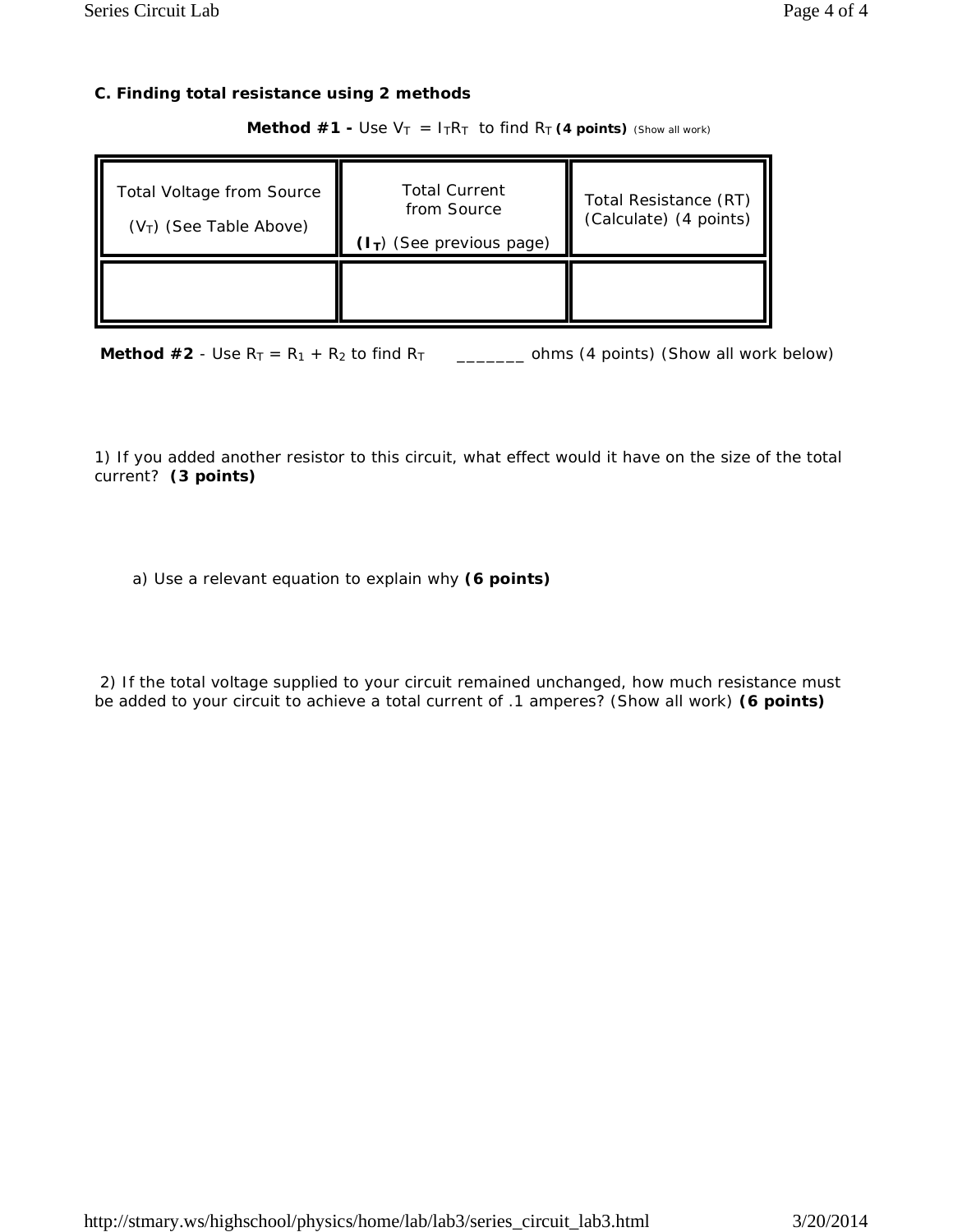### C. Finding total resistance using 2 methods

**Method #1 -** Use $V_T = I_T R_T$ to find $R_T$ **(4 points)** (Show all work)

| Total Voltage from Source ($V_T$) (See Table Above) | Total Current from Source **($I_T$)** (See previous page) | Total Resistance (RT) (Calculate) (4 points) |
|---|---|---|
| | | |

**Method #2** - Use $R_T = R_1 + R_2$ to find $R_T$ _______ ohms (4 points) (Show all work below)

1) If you added another resistor to this circuit, what effect would it have on the size of the total current? **(3 points)**

a) Use a relevant equation to explain why **(6 points)**

2) If the total voltage supplied to your circuit remained unchanged, how much resistance must be added to your circuit to achieve a total current of .1 amperes? (Show all work) **(6 points)**